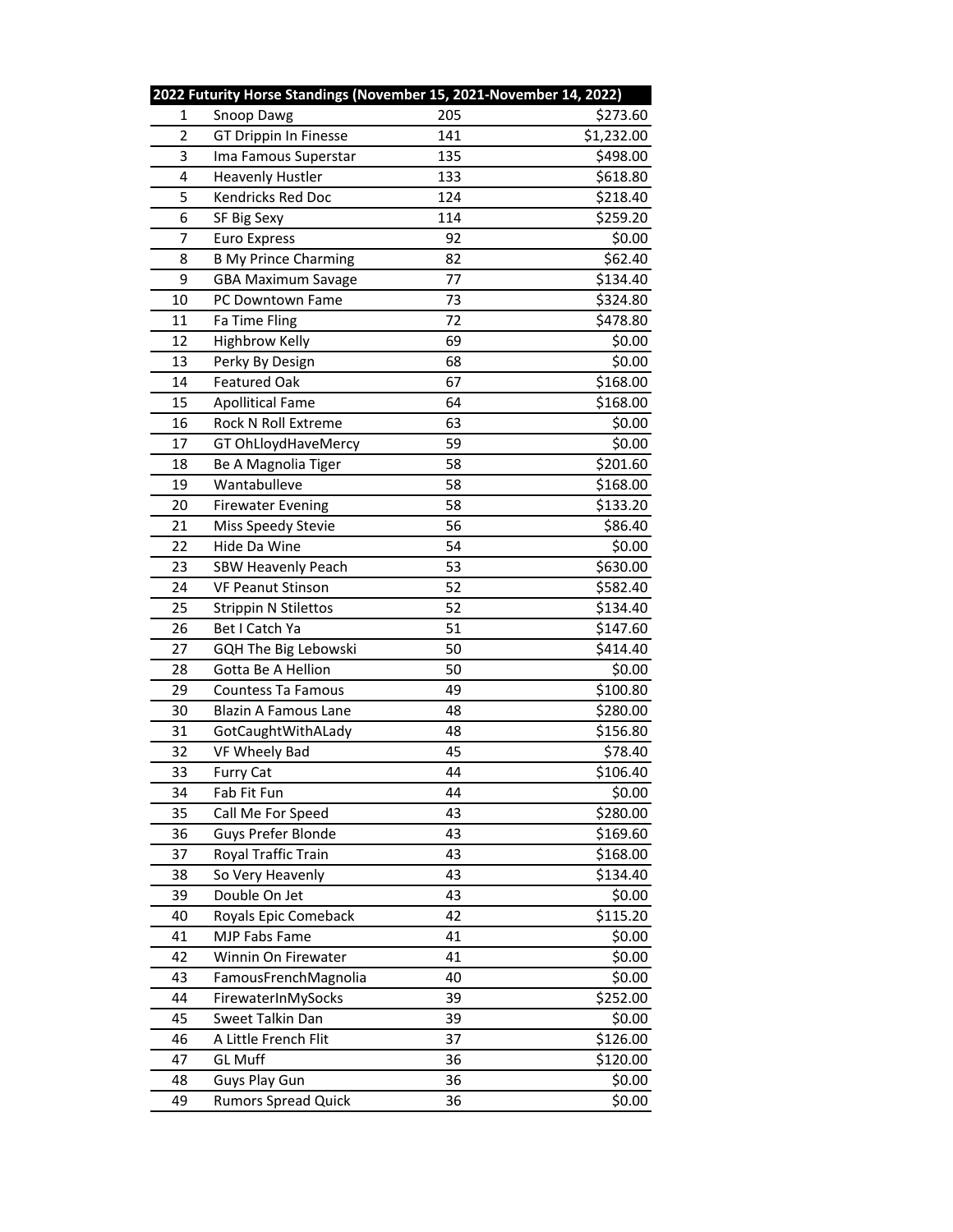| 2022 Futurity Horse Standings (November 15, 2021-November 14, 2022) | | | |
|---|---|---|---|
| 1 | Snoop Dawg | 205 | $273.60 |
| 2 | GT Drippin In Finesse | 141 | $1,232.00 |
| 3 | Ima Famous Superstar | 135 | $498.00 |
| 4 | Heavenly Hustler | 133 | $618.80 |
| 5 | Kendricks Red Doc | 124 | $218.40 |
| 6 | SF Big Sexy | 114 | $259.20 |
| 7 | Euro Express | 92 | $0.00 |
| 8 | B My Prince Charming | 82 | $62.40 |
| 9 | GBA Maximum Savage | 77 | $134.40 |
| 10 | PC Downtown Fame | 73 | $324.80 |
| 11 | Fa Time Fling | 72 | $478.80 |
| 12 | Highbrow Kelly | 69 | $0.00 |
| 13 | Perky By Design | 68 | $0.00 |
| 14 | Featured Oak | 67 | $168.00 |
| 15 | Apollitical Fame | 64 | $168.00 |
| 16 | Rock N Roll Extreme | 63 | $0.00 |
| 17 | GT OhLloydHaveMercy | 59 | $0.00 |
| 18 | Be A Magnolia Tiger | 58 | $201.60 |
| 19 | Wantabulleve | 58 | $168.00 |
| 20 | Firewater Evening | 58 | $133.20 |
| 21 | Miss Speedy Stevie | 56 | $86.40 |
| 22 | Hide Da Wine | 54 | $0.00 |
| 23 | SBW Heavenly Peach | 53 | $630.00 |
| 24 | VF Peanut Stinson | 52 | $582.40 |
| 25 | Strippin N Stilettos | 52 | $134.40 |
| 26 | Bet I Catch Ya | 51 | $147.60 |
| 27 | GQH The Big Lebowski | 50 | $414.40 |
| 28 | Gotta Be A Hellion | 50 | $0.00 |
| 29 | Countess Ta Famous | 49 | $100.80 |
| 30 | Blazin A Famous Lane | 48 | $280.00 |
| 31 | GotCaughtWithALady | 48 | $156.80 |
| 32 | VF Wheely Bad | 45 | $78.40 |
| 33 | Furry Cat | 44 | $106.40 |
| 34 | Fab Fit Fun | 44 | $0.00 |
| 35 | Call Me For Speed | 43 | $280.00 |
| 36 | Guys Prefer Blonde | 43 | $169.60 |
| 37 | Royal Traffic Train | 43 | $168.00 |
| 38 | So Very Heavenly | 43 | $134.40 |
| 39 | Double On Jet | 43 | $0.00 |
| 40 | Royals Epic Comeback | 42 | $115.20 |
| 41 | MJP Fabs Fame | 41 | $0.00 |
| 42 | Winnin On Firewater | 41 | $0.00 |
| 43 | FamousFrenchMagnolia | 40 | $0.00 |
| 44 | FirewaterInMySocks | 39 | $252.00 |
| 45 | Sweet Talkin Dan | 39 | $0.00 |
| 46 | A Little French Flit | 37 | $126.00 |
| 47 | GL Muff | 36 | $120.00 |
| 48 | Guys Play Gun | 36 | $0.00 |
| 49 | Rumors Spread Quick | 36 | $0.00 |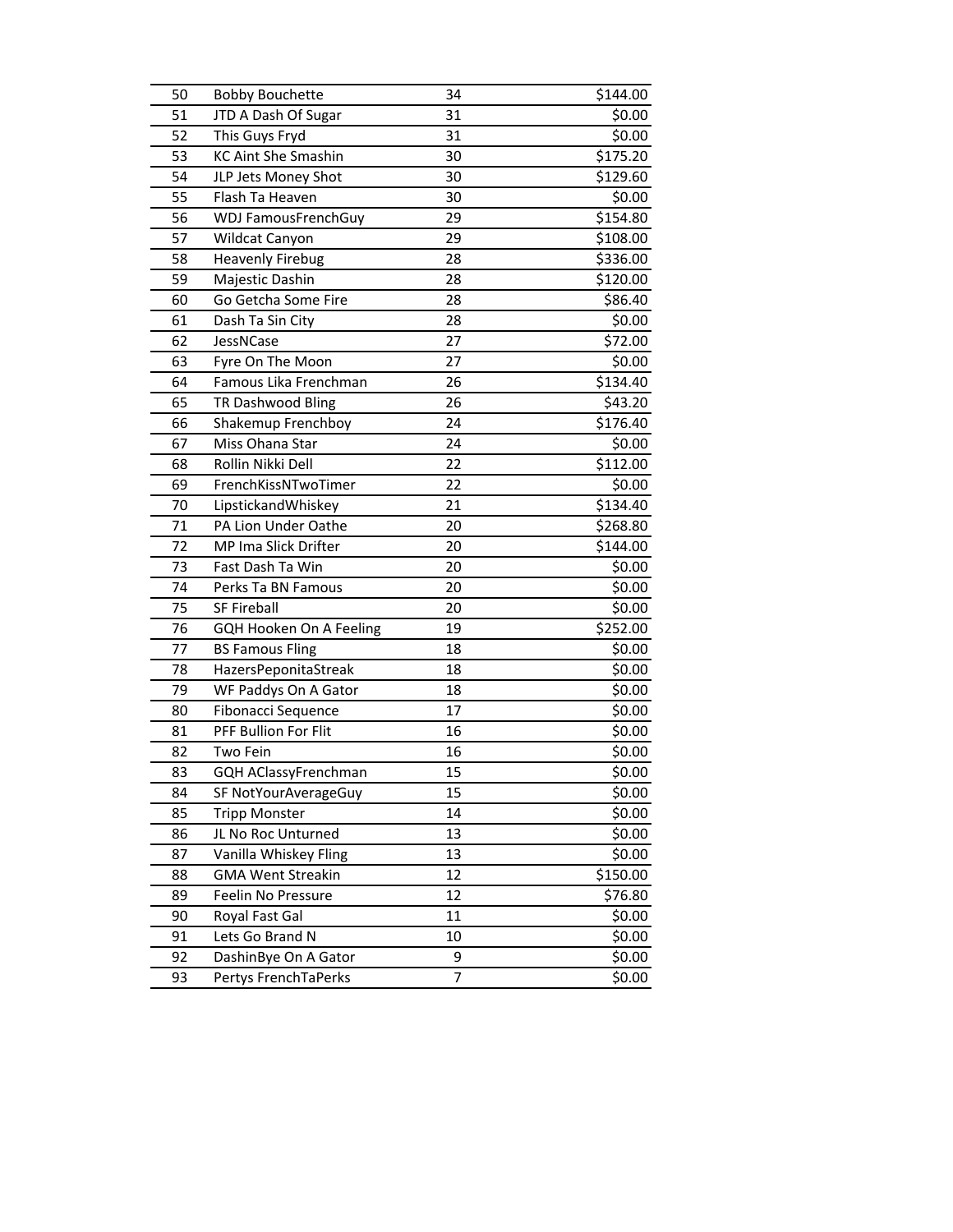| | | | |
|---|---|---|---|
| 50 | Bobby Bouchette | 34 | $144.00 |
| 51 | JTD A Dash Of Sugar | 31 | $0.00 |
| 52 | This Guys Fryd | 31 | $0.00 |
| 53 | KC Aint She Smashin | 30 | $175.20 |
| 54 | JLP Jets Money Shot | 30 | $129.60 |
| 55 | Flash Ta Heaven | 30 | $0.00 |
| 56 | WDJ FamousFrenchGuy | 29 | $154.80 |
| 57 | Wildcat Canyon | 29 | $108.00 |
| 58 | Heavenly Firebug | 28 | $336.00 |
| 59 | Majestic Dashin | 28 | $120.00 |
| 60 | Go Getcha Some Fire | 28 | $86.40 |
| 61 | Dash Ta Sin City | 28 | $0.00 |
| 62 | JessNCase | 27 | $72.00 |
| 63 | Fyre On The Moon | 27 | $0.00 |
| 64 | Famous Lika Frenchman | 26 | $134.40 |
| 65 | TR Dashwood Bling | 26 | $43.20 |
| 66 | Shakemup Frenchboy | 24 | $176.40 |
| 67 | Miss Ohana Star | 24 | $0.00 |
| 68 | Rollin Nikki Dell | 22 | $112.00 |
| 69 | FrenchKissNTwoTimer | 22 | $0.00 |
| 70 | LipstickandWhiskey | 21 | $134.40 |
| 71 | PA Lion Under Oathe | 20 | $268.80 |
| 72 | MP Ima Slick Drifter | 20 | $144.00 |
| 73 | Fast Dash Ta Win | 20 | $0.00 |
| 74 | Perks Ta BN Famous | 20 | $0.00 |
| 75 | SF Fireball | 20 | $0.00 |
| 76 | GQH Hooken On A Feeling | 19 | $252.00 |
| 77 | BS Famous Fling | 18 | $0.00 |
| 78 | HazersPeponitaStreak | 18 | $0.00 |
| 79 | WF Paddys On A Gator | 18 | $0.00 |
| 80 | Fibonacci Sequence | 17 | $0.00 |
| 81 | PFF Bullion For Flit | 16 | $0.00 |
| 82 | Two Fein | 16 | $0.00 |
| 83 | GQH AClassyFrenchman | 15 | $0.00 |
| 84 | SF NotYourAverageGuy | 15 | $0.00 |
| 85 | Tripp Monster | 14 | $0.00 |
| 86 | JL No Roc Unturned | 13 | $0.00 |
| 87 | Vanilla Whiskey Fling | 13 | $0.00 |
| 88 | GMA Went Streakin | 12 | $150.00 |
| 89 | Feelin No Pressure | 12 | $76.80 |
| 90 | Royal Fast Gal | 11 | $0.00 |
| 91 | Lets Go Brand N | 10 | $0.00 |
| 92 | DashinBye On A Gator | 9 | $0.00 |
| 93 | Pertys FrenchTaPerks | 7 | $0.00 |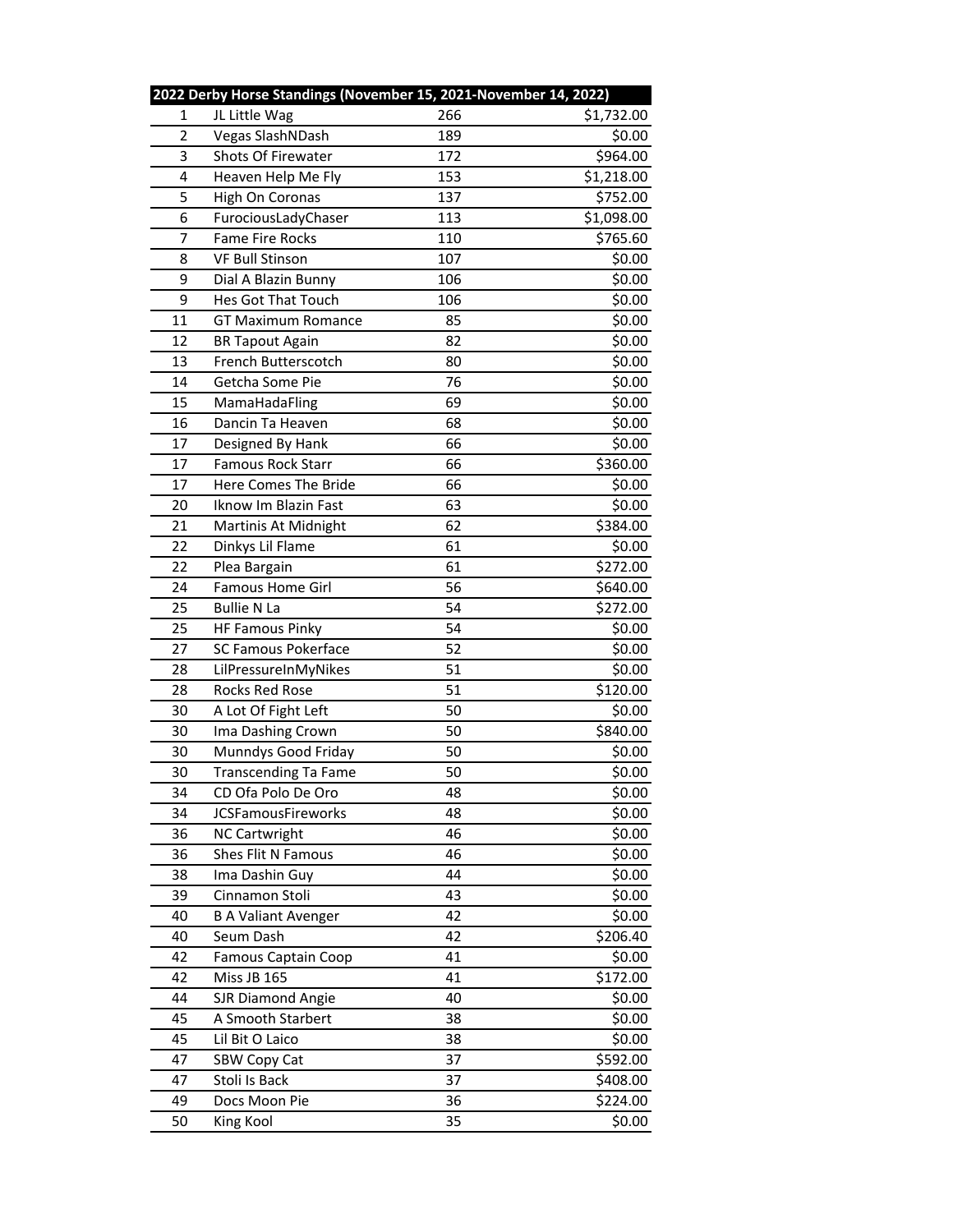| 2022 Derby Horse Standings (November 15, 2021-November 14, 2022) | | | |
|---|---|---|---|
| 1 | JL Little Wag | 266 | $1,732.00 |
| 2 | Vegas SlashNDash | 189 | $0.00 |
| 3 | Shots Of Firewater | 172 | $964.00 |
| 4 | Heaven Help Me Fly | 153 | $1,218.00 |
| 5 | High On Coronas | 137 | $752.00 |
| 6 | FurociousLadyChaser | 113 | $1,098.00 |
| 7 | Fame Fire Rocks | 110 | $765.60 |
| 8 | VF Bull Stinson | 107 | $0.00 |
| 9 | Dial A Blazin Bunny | 106 | $0.00 |
| 9 | Hes Got That Touch | 106 | $0.00 |
| 11 | GT Maximum Romance | 85 | $0.00 |
| 12 | BR Tapout Again | 82 | $0.00 |
| 13 | French Butterscotch | 80 | $0.00 |
| 14 | Getcha Some Pie | 76 | $0.00 |
| 15 | MamaHadaFling | 69 | $0.00 |
| 16 | Dancin Ta Heaven | 68 | $0.00 |
| 17 | Designed By Hank | 66 | $0.00 |
| 17 | Famous Rock Starr | 66 | $360.00 |
| 17 | Here Comes The Bride | 66 | $0.00 |
| 20 | Iknow Im Blazin Fast | 63 | $0.00 |
| 21 | Martinis At Midnight | 62 | $384.00 |
| 22 | Dinkys Lil Flame | 61 | $0.00 |
| 22 | Plea Bargain | 61 | $272.00 |
| 24 | Famous Home Girl | 56 | $640.00 |
| 25 | Bullie N La | 54 | $272.00 |
| 25 | HF Famous Pinky | 54 | $0.00 |
| 27 | SC Famous Pokerface | 52 | $0.00 |
| 28 | LilPressureInMyNikes | 51 | $0.00 |
| 28 | Rocks Red Rose | 51 | $120.00 |
| 30 | A Lot Of Fight Left | 50 | $0.00 |
| 30 | Ima Dashing Crown | 50 | $840.00 |
| 30 | Munndys Good Friday | 50 | $0.00 |
| 30 | Transcending Ta Fame | 50 | $0.00 |
| 34 | CD Ofa Polo De Oro | 48 | $0.00 |
| 34 | JCSFamousFireworks | 48 | $0.00 |
| 36 | NC Cartwright | 46 | $0.00 |
| 36 | Shes Flit N Famous | 46 | $0.00 |
| 38 | Ima Dashin Guy | 44 | $0.00 |
| 39 | Cinnamon Stoli | 43 | $0.00 |
| 40 | B A Valiant Avenger | 42 | $0.00 |
| 40 | Seum Dash | 42 | $206.40 |
| 42 | Famous Captain Coop | 41 | $0.00 |
| 42 | Miss JB 165 | 41 | $172.00 |
| 44 | SJR Diamond Angie | 40 | $0.00 |
| 45 | A Smooth Starbert | 38 | $0.00 |
| 45 | Lil Bit O Laico | 38 | $0.00 |
| 47 | SBW Copy Cat | 37 | $592.00 |
| 47 | Stoli Is Back | 37 | $408.00 |
| 49 | Docs Moon Pie | 36 | $224.00 |
| 50 | King Kool | 35 | $0.00 |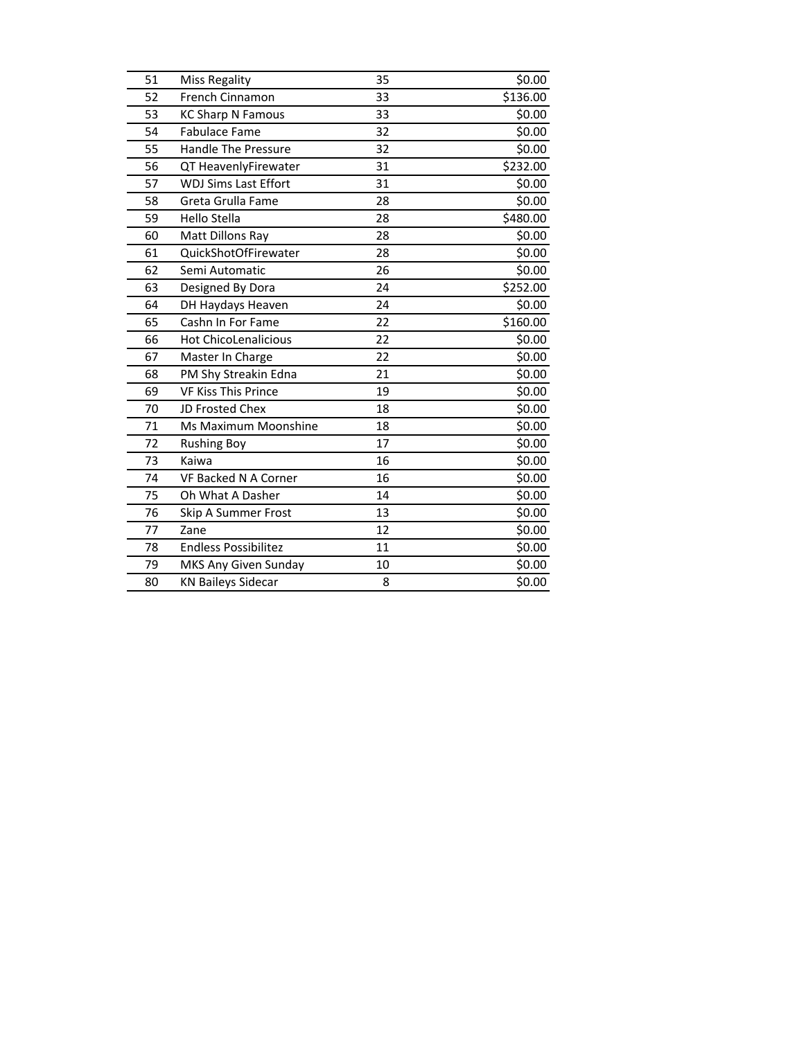| | | | |
|---|---|---|---|
| 51 | Miss Regality | 35 | $0.00 |
| 52 | French Cinnamon | 33 | $136.00 |
| 53 | KC Sharp N Famous | 33 | $0.00 |
| 54 | Fabulace Fame | 32 | $0.00 |
| 55 | Handle The Pressure | 32 | $0.00 |
| 56 | QT HeavenlyFirewater | 31 | $232.00 |
| 57 | WDJ Sims Last Effort | 31 | $0.00 |
| 58 | Greta Grulla Fame | 28 | $0.00 |
| 59 | Hello Stella | 28 | $480.00 |
| 60 | Matt Dillons Ray | 28 | $0.00 |
| 61 | QuickShotOfFirewater | 28 | $0.00 |
| 62 | Semi Automatic | 26 | $0.00 |
| 63 | Designed By Dora | 24 | $252.00 |
| 64 | DH Haydays Heaven | 24 | $0.00 |
| 65 | Cashn In For Fame | 22 | $160.00 |
| 66 | Hot ChicoLenalicious | 22 | $0.00 |
| 67 | Master In Charge | 22 | $0.00 |
| 68 | PM Shy Streakin Edna | 21 | $0.00 |
| 69 | VF Kiss This Prince | 19 | $0.00 |
| 70 | JD Frosted Chex | 18 | $0.00 |
| 71 | Ms Maximum Moonshine | 18 | $0.00 |
| 72 | Rushing Boy | 17 | $0.00 |
| 73 | Kaiwa | 16 | $0.00 |
| 74 | VF Backed N A Corner | 16 | $0.00 |
| 75 | Oh What A Dasher | 14 | $0.00 |
| 76 | Skip A Summer Frost | 13 | $0.00 |
| 77 | Zane | 12 | $0.00 |
| 78 | Endless Possibilitez | 11 | $0.00 |
| 79 | MKS Any Given Sunday | 10 | $0.00 |
| 80 | KN Baileys Sidecar | 8 | $0.00 |